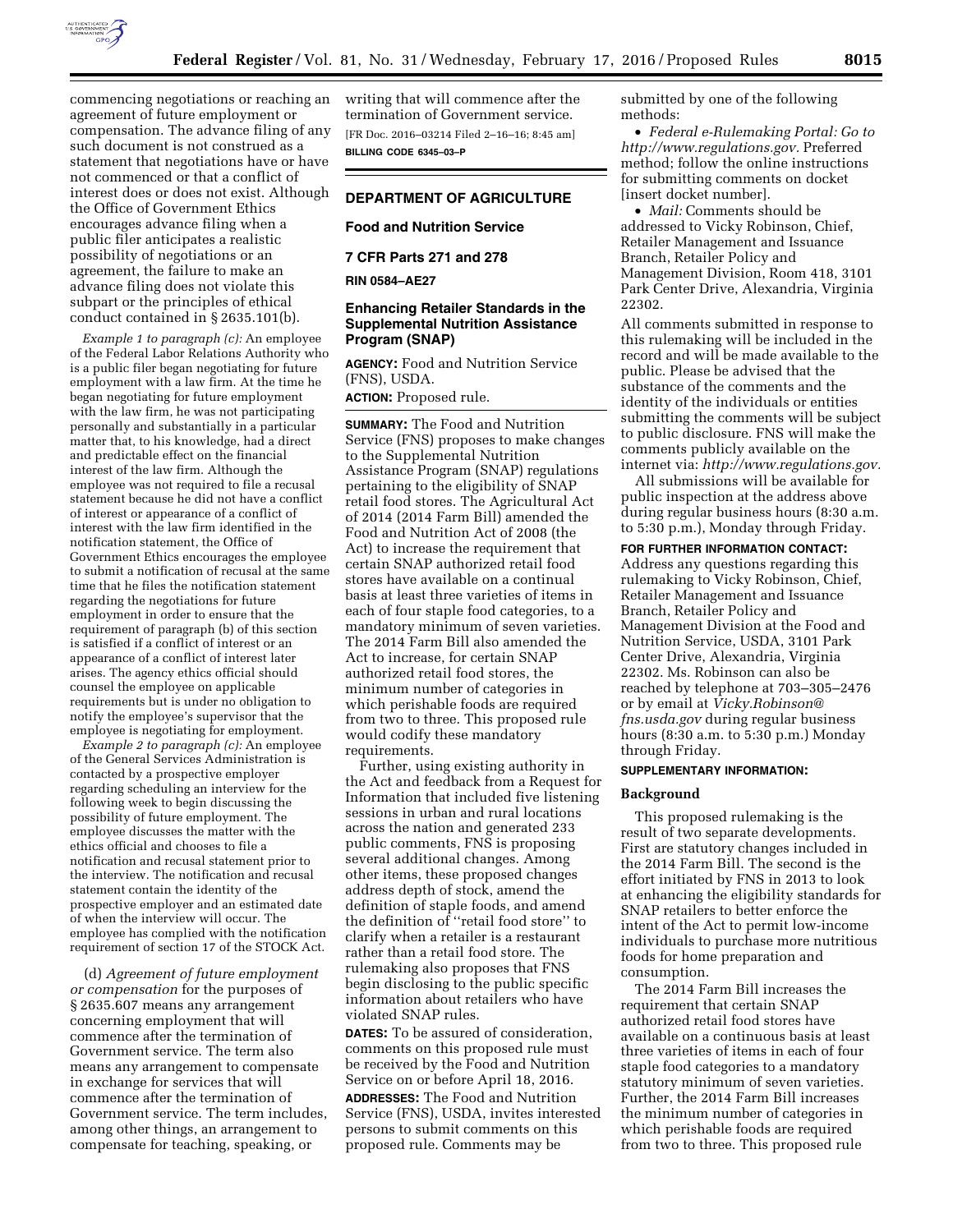commencing negotiations or reaching an agreement of future employment or compensation. The advance filing of any such document is not construed as a statement that negotiations have or have not commenced or that a conflict of interest does or does not exist. Although the Office of Government Ethics encourages advance filing when a public filer anticipates a realistic possibility of negotiations or an agreement, the failure to make an advance filing does not violate this subpart or the principles of ethical conduct contained in § 2635.101(b).

*Example 1 to paragraph (c):* An employee of the Federal Labor Relations Authority who is a public filer began negotiating for future employment with a law firm. At the time he began negotiating for future employment with the law firm, he was not participating personally and substantially in a particular matter that, to his knowledge, had a direct and predictable effect on the financial interest of the law firm. Although the employee was not required to file a recusal statement because he did not have a conflict of interest or appearance of a conflict of interest with the law firm identified in the notification statement, the Office of Government Ethics encourages the employee to submit a notification of recusal at the same time that he files the notification statement regarding the negotiations for future employment in order to ensure that the requirement of paragraph (b) of this section is satisfied if a conflict of interest or an appearance of a conflict of interest later arises. The agency ethics official should counsel the employee on applicable requirements but is under no obligation to notify the employee's supervisor that the employee is negotiating for employment.

*Example 2 to paragraph (c):* An employee of the General Services Administration is contacted by a prospective employer regarding scheduling an interview for the following week to begin discussing the possibility of future employment. The employee discusses the matter with the ethics official and chooses to file a notification and recusal statement prior to the interview. The notification and recusal statement contain the identity of the prospective employer and an estimated date of when the interview will occur. The employee has complied with the notification requirement of section 17 of the STOCK Act.

(d) *Agreement of future employment or compensation* for the purposes of § 2635.607 means any arrangement concerning employment that will commence after the termination of Government service. The term also means any arrangement to compensate in exchange for services that will commence after the termination of Government service. The term includes, among other things, an arrangement to compensate for teaching, speaking, or writing that will commence after the termination of Government service.

[FR Doc. 2016–03214 Filed 2–16–16; 8:45 am]

**BILLING CODE 6345–03–P**

---

## DEPARTMENT OF AGRICULTURE

### Food and Nutrition Service

### 7 CFR Parts 271 and 278

### RIN 0584–AE27

### Enhancing Retailer Standards in the Supplemental Nutrition Assistance Program (SNAP)

**AGENCY:** Food and Nutrition Service (FNS), USDA.

**ACTION:** Proposed rule.

**SUMMARY:** The Food and Nutrition Service (FNS) proposes to make changes to the Supplemental Nutrition Assistance Program (SNAP) regulations pertaining to the eligibility of SNAP retail food stores. The Agricultural Act of 2014 (2014 Farm Bill) amended the Food and Nutrition Act of 2008 (the Act) to increase the requirement that certain SNAP authorized retail food stores have available on a continual basis at least three varieties of items in each of four staple food categories, to a mandatory minimum of seven varieties. The 2014 Farm Bill also amended the Act to increase, for certain SNAP authorized retail food stores, the minimum number of categories in which perishable foods are required from two to three. This proposed rule would codify these mandatory requirements.

Further, using existing authority in the Act and feedback from a Request for Information that included five listening sessions in urban and rural locations across the nation and generated 233 public comments, FNS is proposing several additional changes. Among other items, these proposed changes address depth of stock, amend the definition of staple foods, and amend the definition of "retail food store" to clarify when a retailer is a restaurant rather than a retail food store. The rulemaking also proposes that FNS begin disclosing to the public specific information about retailers who have violated SNAP rules.

**DATES:** To be assured of consideration, comments on this proposed rule must be received by the Food and Nutrition Service on or before April 18, 2016.

**ADDRESSES:** The Food and Nutrition Service (FNS), USDA, invites interested persons to submit comments on this proposed rule. Comments may be submitted by one of the following methods:

- *Federal e-Rulemaking Portal: Go to http://www.regulations.gov.* Preferred method; follow the online instructions for submitting comments on docket [insert docket number].
- *Mail:* Comments should be addressed to Vicky Robinson, Chief, Retailer Management and Issuance Branch, Retailer Policy and Management Division, Room 418, 3101 Park Center Drive, Alexandria, Virginia 22302.

All comments submitted in response to this rulemaking will be included in the record and will be made available to the public. Please be advised that the substance of the comments and the identity of the individuals or entities submitting the comments will be subject to public disclosure. FNS will make the comments publicly available on the internet via: *http://www.regulations.gov.*

All submissions will be available for public inspection at the address above during regular business hours (8:30 a.m. to 5:30 p.m.), Monday through Friday.

**FOR FURTHER INFORMATION CONTACT:** Address any questions regarding this rulemaking to Vicky Robinson, Chief, Retailer Management and Issuance Branch, Retailer Policy and Management Division at the Food and Nutrition Service, USDA, 3101 Park Center Drive, Alexandria, Virginia 22302. Ms. Robinson can also be reached by telephone at 703–305–2476 or by email at *Vicky.Robinson@fns.usda.gov* during regular business hours (8:30 a.m. to 5:30 p.m.) Monday through Friday.

**SUPPLEMENTARY INFORMATION:**

### Background

This proposed rulemaking is the result of two separate developments. First are statutory changes included in the 2014 Farm Bill. The second is the effort initiated by FNS in 2013 to look at enhancing the eligibility standards for SNAP retailers to better enforce the intent of the Act to permit low-income individuals to purchase more nutritious foods for home preparation and consumption.

The 2014 Farm Bill increases the requirement that certain SNAP authorized retail food stores have available on a continuous basis at least three varieties of items in each of four staple food categories to a mandatory statutory minimum of seven varieties. Further, the 2014 Farm Bill increases the minimum number of categories in which perishable foods are required from two to three. This proposed rule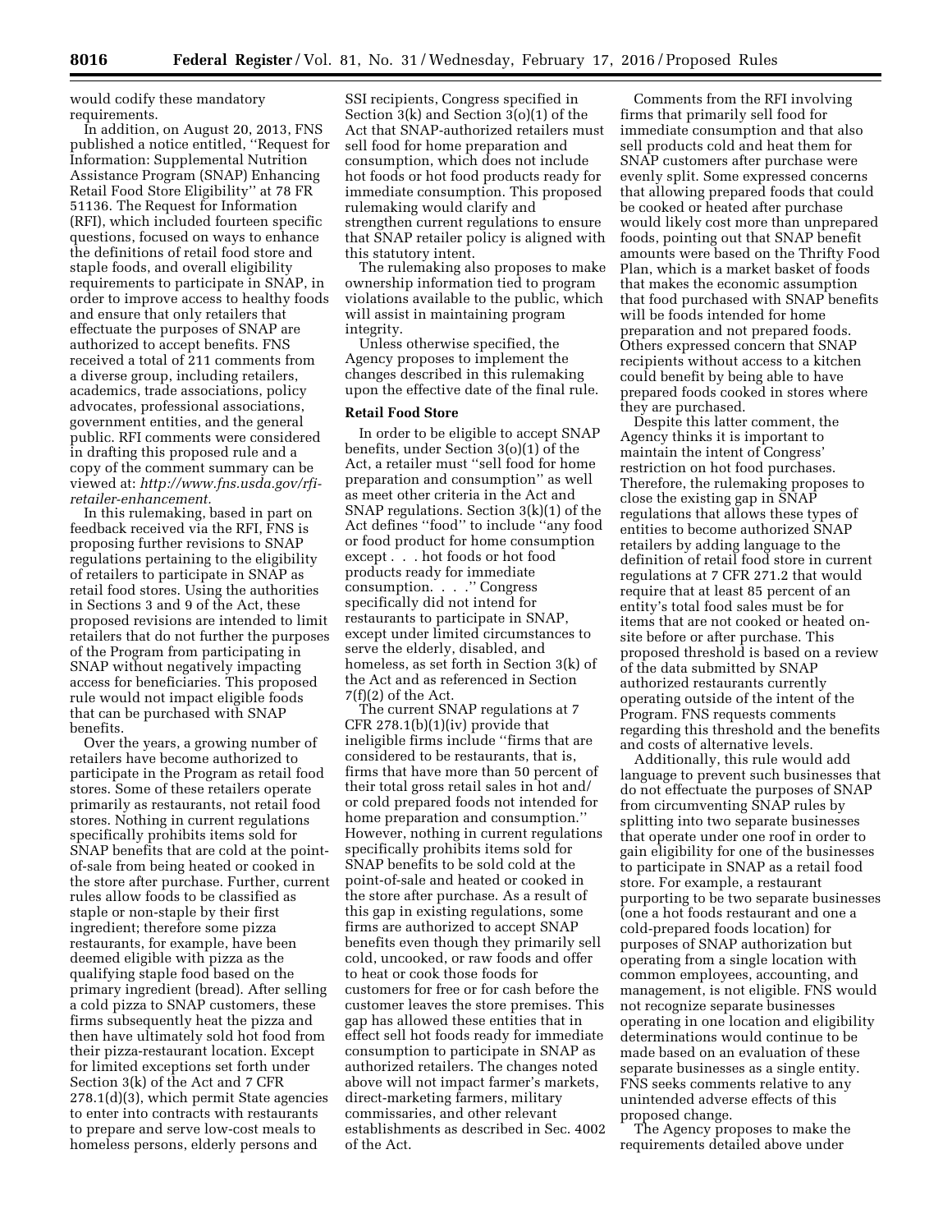would codify these mandatory requirements.

In addition, on August 20, 2013, FNS published a notice entitled, ''Request for Information: Supplemental Nutrition Assistance Program (SNAP) Enhancing Retail Food Store Eligibility'' at 78 FR 51136. The Request for Information (RFI), which included fourteen specific questions, focused on ways to enhance the definitions of retail food store and staple foods, and overall eligibility requirements to participate in SNAP, in order to improve access to healthy foods and ensure that only retailers that effectuate the purposes of SNAP are authorized to accept benefits. FNS received a total of 211 comments from a diverse group, including retailers, academics, trade associations, policy advocates, professional associations, government entities, and the general public. RFI comments were considered in drafting this proposed rule and a copy of the comment summary can be viewed at: *http://www.fns.usda.gov/rfi-retailer-enhancement.*

In this rulemaking, based in part on feedback received via the RFI, FNS is proposing further revisions to SNAP regulations pertaining to the eligibility of retailers to participate in SNAP as retail food stores. Using the authorities in Sections 3 and 9 of the Act, these proposed revisions are intended to limit retailers that do not further the purposes of the Program from participating in SNAP without negatively impacting access for beneficiaries. This proposed rule would not impact eligible foods that can be purchased with SNAP benefits.

Over the years, a growing number of retailers have become authorized to participate in the Program as retail food stores. Some of these retailers operate primarily as restaurants, not retail food stores. Nothing in current regulations specifically prohibits items sold for SNAP benefits that are cold at the point-of-sale from being heated or cooked in the store after purchase. Further, current rules allow foods to be classified as staple or non-staple by their first ingredient; therefore some pizza restaurants, for example, have been deemed eligible with pizza as the qualifying staple food based on the primary ingredient (bread). After selling a cold pizza to SNAP customers, these firms subsequently heat the pizza and then have ultimately sold hot food from their pizza-restaurant location. Except for limited exceptions set forth under Section 3(k) of the Act and 7 CFR 278.1(d)(3), which permit State agencies to enter into contracts with restaurants to prepare and serve low-cost meals to homeless persons, elderly persons and SSI recipients, Congress specified in Section 3(k) and Section 3(o)(1) of the Act that SNAP-authorized retailers must sell food for home preparation and consumption, which does not include hot foods or hot food products ready for immediate consumption. This proposed rulemaking would clarify and strengthen current regulations to ensure that SNAP retailer policy is aligned with this statutory intent.

The rulemaking also proposes to make ownership information tied to program violations available to the public, which will assist in maintaining program integrity.

Unless otherwise specified, the Agency proposes to implement the changes described in this rulemaking upon the effective date of the final rule.

## Retail Food Store

In order to be eligible to accept SNAP benefits, under Section 3(o)(1) of the Act, a retailer must ''sell food for home preparation and consumption'' as well as meet other criteria in the Act and SNAP regulations. Section 3(k)(1) of the Act defines ''food'' to include ''any food or food product for home consumption except . . . hot foods or hot food products ready for immediate consumption. . . .'' Congress specifically did not intend for restaurants to participate in SNAP, except under limited circumstances to serve the elderly, disabled, and homeless, as set forth in Section 3(k) of the Act and as referenced in Section 7(f)(2) of the Act.

The current SNAP regulations at 7 CFR 278.1(b)(1)(iv) provide that ineligible firms include ''firms that are considered to be restaurants, that is, firms that have more than 50 percent of their total gross retail sales in hot and/or cold prepared foods not intended for home preparation and consumption.'' However, nothing in current regulations specifically prohibits items sold for SNAP benefits to be sold cold at the point-of-sale and heated or cooked in the store after purchase. As a result of this gap in existing regulations, some firms are authorized to accept SNAP benefits even though they primarily sell cold, uncooked, or raw foods and offer to heat or cook those foods for customers for free or for cash before the customer leaves the store premises. This gap has allowed these entities that in effect sell hot foods ready for immediate consumption to participate in SNAP as authorized retailers. The changes noted above will not impact farmer's markets, direct-marketing farmers, military commissaries, and other relevant establishments as described in Sec. 4002 of the Act.

Comments from the RFI involving firms that primarily sell food for immediate consumption and that also sell products cold and heat them for SNAP customers after purchase were evenly split. Some expressed concerns that allowing prepared foods that could be cooked or heated after purchase would likely cost more than unprepared foods, pointing out that SNAP benefit amounts were based on the Thrifty Food Plan, which is a market basket of foods that makes the economic assumption that food purchased with SNAP benefits will be foods intended for home preparation and not prepared foods. Others expressed concern that SNAP recipients without access to a kitchen could benefit by being able to have prepared foods cooked in stores where they are purchased.

Despite this latter comment, the Agency thinks it is important to maintain the intent of Congress' restriction on hot food purchases. Therefore, the rulemaking proposes to close the existing gap in SNAP regulations that allows these types of entities to become authorized SNAP retailers by adding language to the definition of retail food store in current regulations at 7 CFR 271.2 that would require that at least 85 percent of an entity's total food sales must be for items that are not cooked or heated on-site before or after purchase. This proposed threshold is based on a review of the data submitted by SNAP authorized restaurants currently operating outside of the intent of the Program. FNS requests comments regarding this threshold and the benefits and costs of alternative levels.

Additionally, this rule would add language to prevent such businesses that do not effectuate the purposes of SNAP from circumventing SNAP rules by splitting into two separate businesses that operate under one roof in order to gain eligibility for one of the businesses to participate in SNAP as a retail food store. For example, a restaurant purporting to be two separate businesses (one a hot foods restaurant and one a cold-prepared foods location) for purposes of SNAP authorization but operating from a single location with common employees, accounting, and management, is not eligible. FNS would not recognize separate businesses operating in one location and eligibility determinations would continue to be made based on an evaluation of these separate businesses as a single entity. FNS seeks comments relative to any unintended adverse effects of this proposed change.

The Agency proposes to make the requirements detailed above under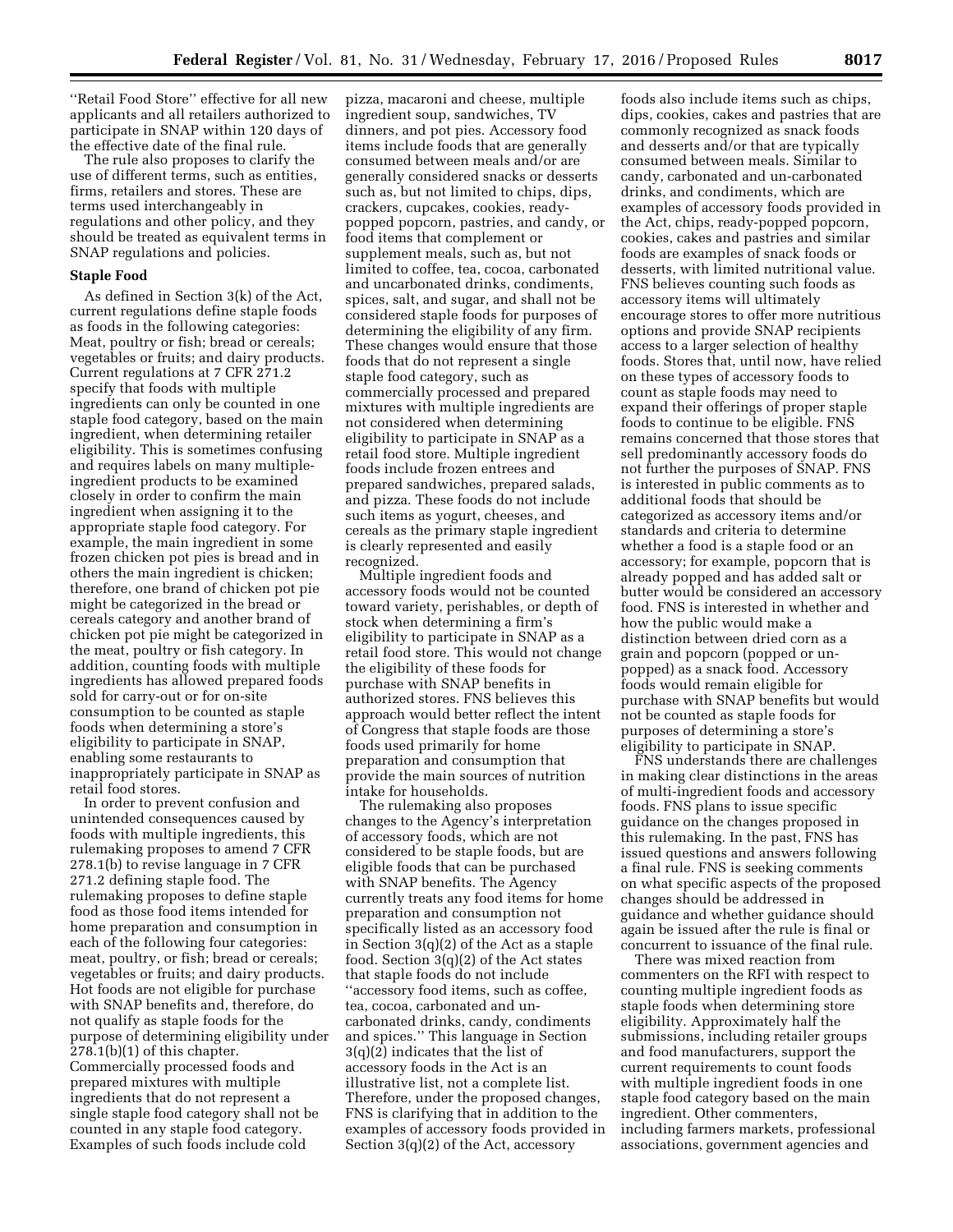''Retail Food Store'' effective for all new applicants and all retailers authorized to participate in SNAP within 120 days of the effective date of the final rule.

The rule also proposes to clarify the use of different terms, such as entities, firms, retailers and stores. These are terms used interchangeably in regulations and other policy, and they should be treated as equivalent terms in SNAP regulations and policies.

**Staple Food**

As defined in Section 3(k) of the Act, current regulations define staple foods as foods in the following categories: Meat, poultry or fish; bread or cereals; vegetables or fruits; and dairy products. Current regulations at 7 CFR 271.2 specify that foods with multiple ingredients can only be counted in one staple food category, based on the main ingredient, when determining retailer eligibility. This is sometimes confusing and requires labels on many multiple-ingredient products to be examined closely in order to confirm the main ingredient when assigning it to the appropriate staple food category. For example, the main ingredient in some frozen chicken pot pies is bread and in others the main ingredient is chicken; therefore, one brand of chicken pot pie might be categorized in the bread or cereals category and another brand of chicken pot pie might be categorized in the meat, poultry or fish category. In addition, counting foods with multiple ingredients has allowed prepared foods sold for carry-out or for on-site consumption to be counted as staple foods when determining a store's eligibility to participate in SNAP, enabling some restaurants to inappropriately participate in SNAP as retail food stores.

In order to prevent confusion and unintended consequences caused by foods with multiple ingredients, this rulemaking proposes to amend 7 CFR 278.1(b) to revise language in 7 CFR 271.2 defining staple food. The rulemaking proposes to define staple food as those food items intended for home preparation and consumption in each of the following four categories: meat, poultry, or fish; bread or cereals; vegetables or fruits; and dairy products. Hot foods are not eligible for purchase with SNAP benefits and, therefore, do not qualify as staple foods for the purpose of determining eligibility under 278.1(b)(1) of this chapter. Commercially processed foods and prepared mixtures with multiple ingredients that do not represent a single staple food category shall not be counted in any staple food category. Examples of such foods include cold pizza, macaroni and cheese, multiple ingredient soup, sandwiches, TV dinners, and pot pies. Accessory food items include foods that are generally consumed between meals and/or are generally considered snacks or desserts such as, but not limited to chips, dips, crackers, cupcakes, cookies, ready-popped popcorn, pastries, and candy, or food items that complement or supplement meals, such as, but not limited to coffee, tea, cocoa, carbonated and uncarbonated drinks, condiments, spices, salt, and sugar, and shall not be considered staple foods for purposes of determining the eligibility of any firm. These changes would ensure that those foods that do not represent a single staple food category, such as commercially processed and prepared mixtures with multiple ingredients are not considered when determining eligibility to participate in SNAP as a retail food store. Multiple ingredient foods include frozen entrees and prepared sandwiches, prepared salads, and pizza. These foods do not include such items as yogurt, cheeses, and cereals as the primary staple ingredient is clearly represented and easily recognized.

Multiple ingredient foods and accessory foods would not be counted toward variety, perishables, or depth of stock when determining a firm's eligibility to participate in SNAP as a retail food store. This would not change the eligibility of these foods for purchase with SNAP benefits in authorized stores. FNS believes this approach would better reflect the intent of Congress that staple foods are those foods used primarily for home preparation and consumption that provide the main sources of nutrition intake for households.

The rulemaking also proposes changes to the Agency's interpretation of accessory foods, which are not considered to be staple foods, but are eligible foods that can be purchased with SNAP benefits. The Agency currently treats any food items for home preparation and consumption not specifically listed as an accessory food in Section 3(q)(2) of the Act as a staple food. Section 3(q)(2) of the Act states that staple foods do not include ''accessory food items, such as coffee, tea, cocoa, carbonated and un-carbonated drinks, candy, condiments and spices.'' This language in Section 3(q)(2) indicates that the list of accessory foods in the Act is an illustrative list, not a complete list. Therefore, under the proposed changes, FNS is clarifying that in addition to the examples of accessory foods provided in Section 3(q)(2) of the Act, accessory foods also include items such as chips, dips, cookies, cakes and pastries that are commonly recognized as snack foods and desserts and/or that are typically consumed between meals. Similar to candy, carbonated and un-carbonated drinks, and condiments, which are examples of accessory foods provided in the Act, chips, ready-popped popcorn, cookies, cakes and pastries and similar foods are examples of snack foods or desserts, with limited nutritional value. FNS believes counting such foods as accessory items will ultimately encourage stores to offer more nutritious options and provide SNAP recipients access to a larger selection of healthy foods. Stores that, until now, have relied on these types of accessory foods to count as staple foods may need to expand their offerings of proper staple foods to continue to be eligible. FNS remains concerned that those stores that sell predominantly accessory foods do not further the purposes of SNAP. FNS is interested in public comments as to additional foods that should be categorized as accessory items and/or standards and criteria to determine whether a food is a staple food or an accessory; for example, popcorn that is already popped and has added salt or butter would be considered an accessory food. FNS is interested in whether and how the public would make a distinction between dried corn as a grain and popcorn (popped or un-popped) as a snack food. Accessory foods would remain eligible for purchase with SNAP benefits but would not be counted as staple foods for purposes of determining a store's eligibility to participate in SNAP.

FNS understands there are challenges in making clear distinctions in the areas of multi-ingredient foods and accessory foods. FNS plans to issue specific guidance on the changes proposed in this rulemaking. In the past, FNS has issued questions and answers following a final rule. FNS is seeking comments on what specific aspects of the proposed changes should be addressed in guidance and whether guidance should again be issued after the rule is final or concurrent to issuance of the final rule.

There was mixed reaction from commenters on the RFI with respect to counting multiple ingredient foods as staple foods when determining store eligibility. Approximately half the submissions, including retailer groups and food manufacturers, support the current requirements to count foods with multiple ingredient foods in one staple food category based on the main ingredient. Other commenters, including farmers markets, professional associations, government agencies and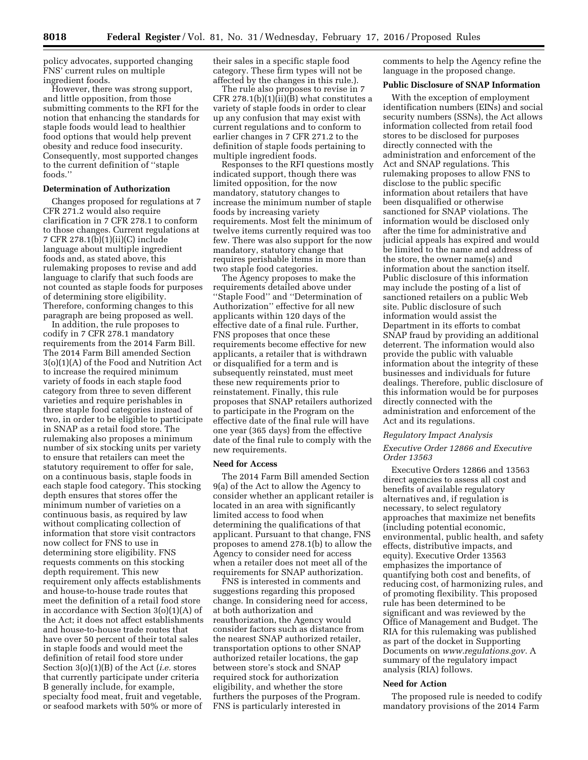policy advocates, supported changing FNS' current rules on multiple ingredient foods.

However, there was strong support, and little opposition, from those submitting comments to the RFI for the notion that enhancing the standards for staple foods would lead to healthier food options that would help prevent obesity and reduce food insecurity. Consequently, most supported changes to the current definition of ''staple foods.''

**Determination of Authorization**

Changes proposed for regulations at 7 CFR 271.2 would also require clarification in 7 CFR 278.1 to conform to those changes. Current regulations at 7 CFR 278.1(b)(1)(ii)(C) include language about multiple ingredient foods and, as stated above, this rulemaking proposes to revise and add language to clarify that such foods are not counted as staple foods for purposes of determining store eligibility. Therefore, conforming changes to this paragraph are being proposed as well.

In addition, the rule proposes to codify in 7 CFR 278.1 mandatory requirements from the 2014 Farm Bill. The 2014 Farm Bill amended Section 3(o)(1)(A) of the Food and Nutrition Act to increase the required minimum variety of foods in each staple food category from three to seven different varieties and require perishables in three staple food categories instead of two, in order to be eligible to participate in SNAP as a retail food store. The rulemaking also proposes a minimum number of six stocking units per variety to ensure that retailers can meet the statutory requirement to offer for sale, on a continuous basis, staple foods in each staple food category. This stocking depth ensures that stores offer the minimum number of varieties on a continuous basis, as required by law without complicating collection of information that store visit contractors now collect for FNS to use in determining store eligibility. FNS requests comments on this stocking depth requirement. This new requirement only affects establishments and house-to-house trade routes that meet the definition of a retail food store in accordance with Section 3(o)(1)(A) of the Act; it does not affect establishments and house-to-house trade routes that have over 50 percent of their total sales in staple foods and would meet the definition of retail food store under Section 3(o)(1)(B) of the Act (*i.e.* stores that currently participate under criteria B generally include, for example, specialty food meat, fruit and vegetable, or seafood markets with 50% or more of their sales in a specific staple food category. These firm types will not be affected by the changes in this rule.).

The rule also proposes to revise in 7 CFR 278.1(b)(1)(ii)(B) what constitutes a variety of staple foods in order to clear up any confusion that may exist with current regulations and to conform to earlier changes in 7 CFR 271.2 to the definition of staple foods pertaining to multiple ingredient foods.

Responses to the RFI questions mostly indicated support, though there was limited opposition, for the now mandatory, statutory changes to increase the minimum number of staple foods by increasing variety requirements. Most felt the minimum of twelve items currently required was too few. There was also support for the now mandatory, statutory change that requires perishable items in more than two staple food categories.

The Agency proposes to make the requirements detailed above under ''Staple Food'' and ''Determination of Authorization'' effective for all new applicants within 120 days of the effective date of a final rule. Further, FNS proposes that once these requirements become effective for new applicants, a retailer that is withdrawn or disqualified for a term and is subsequently reinstated, must meet these new requirements prior to reinstatement. Finally, this rule proposes that SNAP retailers authorized to participate in the Program on the effective date of the final rule will have one year (365 days) from the effective date of the final rule to comply with the new requirements.

**Need for Access**

The 2014 Farm Bill amended Section 9(a) of the Act to allow the Agency to consider whether an applicant retailer is located in an area with significantly limited access to food when determining the qualifications of that applicant. Pursuant to that change, FNS proposes to amend 278.1(b) to allow the Agency to consider need for access when a retailer does not meet all of the requirements for SNAP authorization.

FNS is interested in comments and suggestions regarding this proposed change. In considering need for access, at both authorization and reauthorization, the Agency would consider factors such as distance from the nearest SNAP authorized retailer, transportation options to other SNAP authorized retailer locations, the gap between store's stock and SNAP required stock for authorization eligibility, and whether the store furthers the purposes of the Program. FNS is particularly interested in comments to help the Agency refine the language in the proposed change.

**Public Disclosure of SNAP Information**

With the exception of employment identification numbers (EINs) and social security numbers (SSNs), the Act allows information collected from retail food stores to be disclosed for purposes directly connected with the administration and enforcement of the Act and SNAP regulations. This rulemaking proposes to allow FNS to disclose to the public specific information about retailers that have been disqualified or otherwise sanctioned for SNAP violations. The information would be disclosed only after the time for administrative and judicial appeals has expired and would be limited to the name and address of the store, the owner name(s) and information about the sanction itself. Public disclosure of this information may include the posting of a list of sanctioned retailers on a public Web site. Public disclosure of such information would assist the Department in its efforts to combat SNAP fraud by providing an additional deterrent. The information would also provide the public with valuable information about the integrity of these businesses and individuals for future dealings. Therefore, public disclosure of this information would be for purposes directly connected with the administration and enforcement of the Act and its regulations.

*Regulatory Impact Analysis*

*Executive Order 12866 and Executive Order 13563*

Executive Orders 12866 and 13563 direct agencies to assess all cost and benefits of available regulatory alternatives and, if regulation is necessary, to select regulatory approaches that maximize net benefits (including potential economic, environmental, public health, and safety effects, distributive impacts, and equity). Executive Order 13563 emphasizes the importance of quantifying both cost and benefits, of reducing cost, of harmonizing rules, and of promoting flexibility. This proposed rule has been determined to be significant and was reviewed by the Office of Management and Budget. The RIA for this rulemaking was published as part of the docket in Supporting Documents on *www.regulations.gov.* A summary of the regulatory impact analysis (RIA) follows.

**Need for Action**

The proposed rule is needed to codify mandatory provisions of the 2014 Farm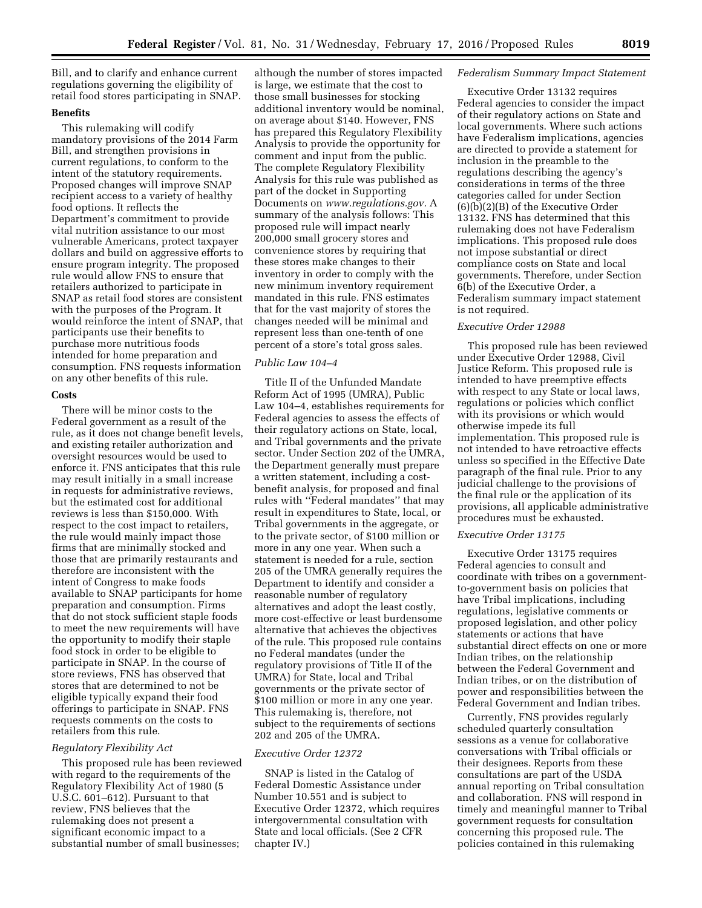Bill, and to clarify and enhance current regulations governing the eligibility of retail food stores participating in SNAP.

**Benefits**

This rulemaking will codify mandatory provisions of the 2014 Farm Bill, and strengthen provisions in current regulations, to conform to the intent of the statutory requirements. Proposed changes will improve SNAP recipient access to a variety of healthy food options. It reflects the Department's commitment to provide vital nutrition assistance to our most vulnerable Americans, protect taxpayer dollars and build on aggressive efforts to ensure program integrity. The proposed rule would allow FNS to ensure that retailers authorized to participate in SNAP as retail food stores are consistent with the purposes of the Program. It would reinforce the intent of SNAP, that participants use their benefits to purchase more nutritious foods intended for home preparation and consumption. FNS requests information on any other benefits of this rule.

**Costs**

There will be minor costs to the Federal government as a result of the rule, as it does not change benefit levels, and existing retailer authorization and oversight resources would be used to enforce it. FNS anticipates that this rule may result initially in a small increase in requests for administrative reviews, but the estimated cost for additional reviews is less than $150,000. With respect to the cost impact to retailers, the rule would mainly impact those firms that are minimally stocked and those that are primarily restaurants and therefore are inconsistent with the intent of Congress to make foods available to SNAP participants for home preparation and consumption. Firms that do not stock sufficient staple foods to meet the new requirements will have the opportunity to modify their staple food stock in order to be eligible to participate in SNAP. In the course of store reviews, FNS has observed that stores that are determined to not be eligible typically expand their food offerings to participate in SNAP. FNS requests comments on the costs to retailers from this rule.

*Regulatory Flexibility Act*

This proposed rule has been reviewed with regard to the requirements of the Regulatory Flexibility Act of 1980 (5 U.S.C. 601–612). Pursuant to that review, FNS believes that the rulemaking does not present a significant economic impact to a substantial number of small businesses; although the number of stores impacted is large, we estimate that the cost to those small businesses for stocking additional inventory would be nominal, on average about $140. However, FNS has prepared this Regulatory Flexibility Analysis to provide the opportunity for comment and input from the public. The complete Regulatory Flexibility Analysis for this rule was published as part of the docket in Supporting Documents on *www.regulations.gov.* A summary of the analysis follows: This proposed rule will impact nearly 200,000 small grocery stores and convenience stores by requiring that these stores make changes to their inventory in order to comply with the new minimum inventory requirement mandated in this rule. FNS estimates that for the vast majority of stores the changes needed will be minimal and represent less than one-tenth of one percent of a store's total gross sales.

*Public Law 104–4*

Title II of the Unfunded Mandate Reform Act of 1995 (UMRA), Public Law 104–4, establishes requirements for Federal agencies to assess the effects of their regulatory actions on State, local, and Tribal governments and the private sector. Under Section 202 of the UMRA, the Department generally must prepare a written statement, including a cost-benefit analysis, for proposed and final rules with ''Federal mandates'' that may result in expenditures to State, local, or Tribal governments in the aggregate, or to the private sector, of $100 million or more in any one year. When such a statement is needed for a rule, section 205 of the UMRA generally requires the Department to identify and consider a reasonable number of regulatory alternatives and adopt the least costly, more cost-effective or least burdensome alternative that achieves the objectives of the rule. This proposed rule contains no Federal mandates (under the regulatory provisions of Title II of the UMRA) for State, local and Tribal governments or the private sector of $100 million or more in any one year. This rulemaking is, therefore, not subject to the requirements of sections 202 and 205 of the UMRA.

*Executive Order 12372*

SNAP is listed in the Catalog of Federal Domestic Assistance under Number 10.551 and is subject to Executive Order 12372, which requires intergovernmental consultation with State and local officials. (See 2 CFR chapter IV.)

*Federalism Summary Impact Statement*

Executive Order 13132 requires Federal agencies to consider the impact of their regulatory actions on State and local governments. Where such actions have Federalism implications, agencies are directed to provide a statement for inclusion in the preamble to the regulations describing the agency's considerations in terms of the three categories called for under Section (6)(b)(2)(B) of the Executive Order 13132. FNS has determined that this rulemaking does not have Federalism implications. This proposed rule does not impose substantial or direct compliance costs on State and local governments. Therefore, under Section 6(b) of the Executive Order, a Federalism summary impact statement is not required.

*Executive Order 12988*

This proposed rule has been reviewed under Executive Order 12988, Civil Justice Reform. This proposed rule is intended to have preemptive effects with respect to any State or local laws, regulations or policies which conflict with its provisions or which would otherwise impede its full implementation. This proposed rule is not intended to have retroactive effects unless so specified in the Effective Date paragraph of the final rule. Prior to any judicial challenge to the provisions of the final rule or the application of its provisions, all applicable administrative procedures must be exhausted.

*Executive Order 13175*

Executive Order 13175 requires Federal agencies to consult and coordinate with tribes on a government-to-government basis on policies that have Tribal implications, including regulations, legislative comments or proposed legislation, and other policy statements or actions that have substantial direct effects on one or more Indian tribes, on the relationship between the Federal Government and Indian tribes, or on the distribution of power and responsibilities between the Federal Government and Indian tribes.

Currently, FNS provides regularly scheduled quarterly consultation sessions as a venue for collaborative conversations with Tribal officials or their designees. Reports from these consultations are part of the USDA annual reporting on Tribal consultation and collaboration. FNS will respond in timely and meaningful manner to Tribal government requests for consultation concerning this proposed rule. The policies contained in this rulemaking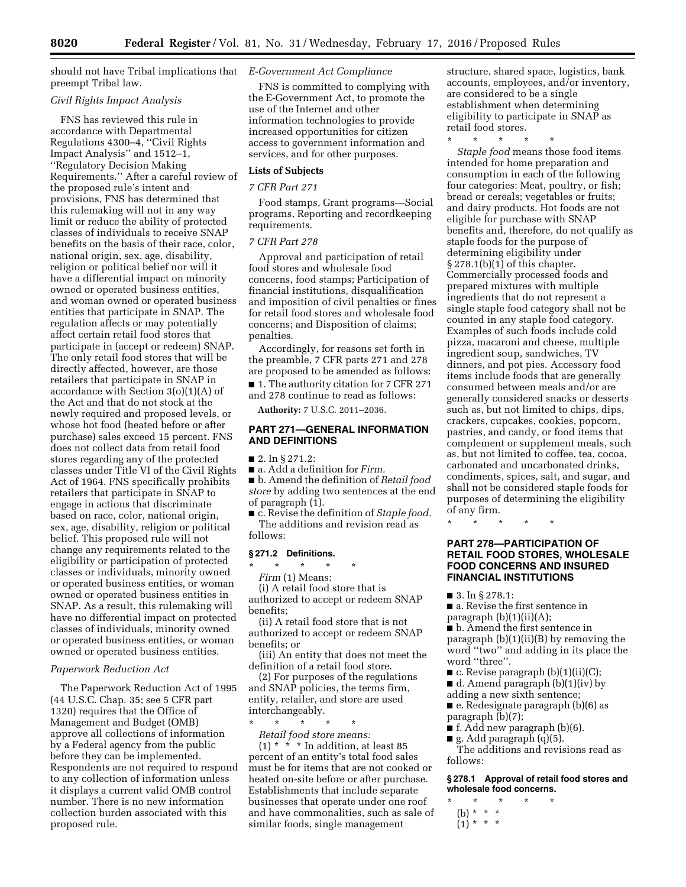should not have Tribal implications that preempt Tribal law.

*Civil Rights Impact Analysis*

FNS has reviewed this rule in accordance with Departmental Regulations 4300–4, ''Civil Rights Impact Analysis'' and 1512–1, ''Regulatory Decision Making Requirements.'' After a careful review of the proposed rule's intent and provisions, FNS has determined that this rulemaking will not in any way limit or reduce the ability of protected classes of individuals to receive SNAP benefits on the basis of their race, color, national origin, sex, age, disability, religion or political belief nor will it have a differential impact on minority owned or operated business entities, and woman owned or operated business entities that participate in SNAP. The regulation affects or may potentially affect certain retail food stores that participate in (accept or redeem) SNAP. The only retail food stores that will be directly affected, however, are those retailers that participate in SNAP in accordance with Section 3(o)(1)(A) of the Act and that do not stock at the newly required and proposed levels, or whose hot food (heated before or after purchase) sales exceed 15 percent. FNS does not collect data from retail food stores regarding any of the protected classes under Title VI of the Civil Rights Act of 1964. FNS specifically prohibits retailers that participate in SNAP to engage in actions that discriminate based on race, color, national origin, sex, age, disability, religion or political belief. This proposed rule will not change any requirements related to the eligibility or participation of protected classes or individuals, minority owned or operated business entities, or woman owned or operated business entities in SNAP. As a result, this rulemaking will have no differential impact on protected classes of individuals, minority owned or operated business entities, or woman owned or operated business entities.

*Paperwork Reduction Act*

The Paperwork Reduction Act of 1995 (44 U.S.C. Chap. 35; see 5 CFR part 1320) requires that the Office of Management and Budget (OMB) approve all collections of information by a Federal agency from the public before they can be implemented. Respondents are not required to respond to any collection of information unless it displays a current valid OMB control number. There is no new information collection burden associated with this proposed rule.

*E-Government Act Compliance*

FNS is committed to complying with the E-Government Act, to promote the use of the Internet and other information technologies to provide increased opportunities for citizen access to government information and services, and for other purposes.

**Lists of Subjects**

*7 CFR Part 271*

Food stamps, Grant programs—Social programs, Reporting and recordkeeping requirements.

*7 CFR Part 278*

Approval and participation of retail food stores and wholesale food concerns, food stamps; Participation of financial institutions, disqualification and imposition of civil penalties or fines for retail food stores and wholesale food concerns; and Disposition of claims; penalties.

Accordingly, for reasons set forth in the preamble, 7 CFR parts 271 and 278 are proposed to be amended as follows:

■ 1. The authority citation for 7 CFR 271 and 278 continue to read as follows:

**Authority:** 7 U.S.C. 2011–2036.

## PART 271—GENERAL INFORMATION AND DEFINITIONS

■ 2. In § 271.2:

■ a. Add a definition for *Firm.*

■ b. Amend the definition of *Retail food store* by adding two sentences at the end of paragraph (1).

■ c. Revise the definition of *Staple food.*

The additions and revision read as follows:

### § 271.2 Definitions.

\* \* \* \* \*

*Firm* (1) Means:

(i) A retail food store that is authorized to accept or redeem SNAP benefits;

(ii) A retail food store that is not authorized to accept or redeem SNAP benefits; or

(iii) An entity that does not meet the definition of a retail food store.

(2) For purposes of the regulations and SNAP policies, the terms firm, entity, retailer, and store are used interchangeably.

\* \* \* \* \*

*Retail food store means:*

(1) \* \* \* In addition, at least 85 percent of an entity's total food sales must be for items that are not cooked or heated on-site before or after purchase. Establishments that include separate businesses that operate under one roof and have commonalities, such as sale of similar foods, single management structure, shared space, logistics, bank accounts, employees, and/or inventory, are considered to be a single establishment when determining eligibility to participate in SNAP as retail food stores.

\* \* \* \* \*

*Staple food* means those food items intended for home preparation and consumption in each of the following four categories: Meat, poultry, or fish; bread or cereals; vegetables or fruits; and dairy products. Hot foods are not eligible for purchase with SNAP benefits and, therefore, do not qualify as staple foods for the purpose of determining eligibility under § 278.1(b)(1) of this chapter. Commercially processed foods and prepared mixtures with multiple ingredients that do not represent a single staple food category shall not be counted in any staple food category. Examples of such foods include cold pizza, macaroni and cheese, multiple ingredient soup, sandwiches, TV dinners, and pot pies. Accessory food items include foods that are generally consumed between meals and/or are generally considered snacks or desserts such as, but not limited to chips, dips, crackers, cupcakes, cookies, popcorn, pastries, and candy, or food items that complement or supplement meals, such as, but not limited to coffee, tea, cocoa, carbonated and uncarbonated drinks, condiments, spices, salt, and sugar, and shall not be considered staple foods for purposes of determining the eligibility of any firm.

\* \* \* \* \*

## PART 278—PARTICIPATION OF RETAIL FOOD STORES, WHOLESALE FOOD CONCERNS AND INSURED FINANCIAL INSTITUTIONS

■ 3. In § 278.1:

■ a. Revise the first sentence in paragraph (b)(1)(ii)(A);

■ b. Amend the first sentence in paragraph (b)(1)(ii)(B) by removing the word ''two'' and adding in its place the word ''three''.

■ c. Revise paragraph (b)(1)(ii)(C);

■ d. Amend paragraph (b)(1)(iv) by adding a new sixth sentence;

■ e. Redesignate paragraph (b)(6) as paragraph (b)(7);

■ f. Add new paragraph (b)(6).

■ g. Add paragraph (q)(5).

The additions and revisions read as follows:

### § 278.1 Approval of retail food stores and wholesale food concerns.

\* \* \* \* \*

(b) \* \* \*

(1) \* \* \*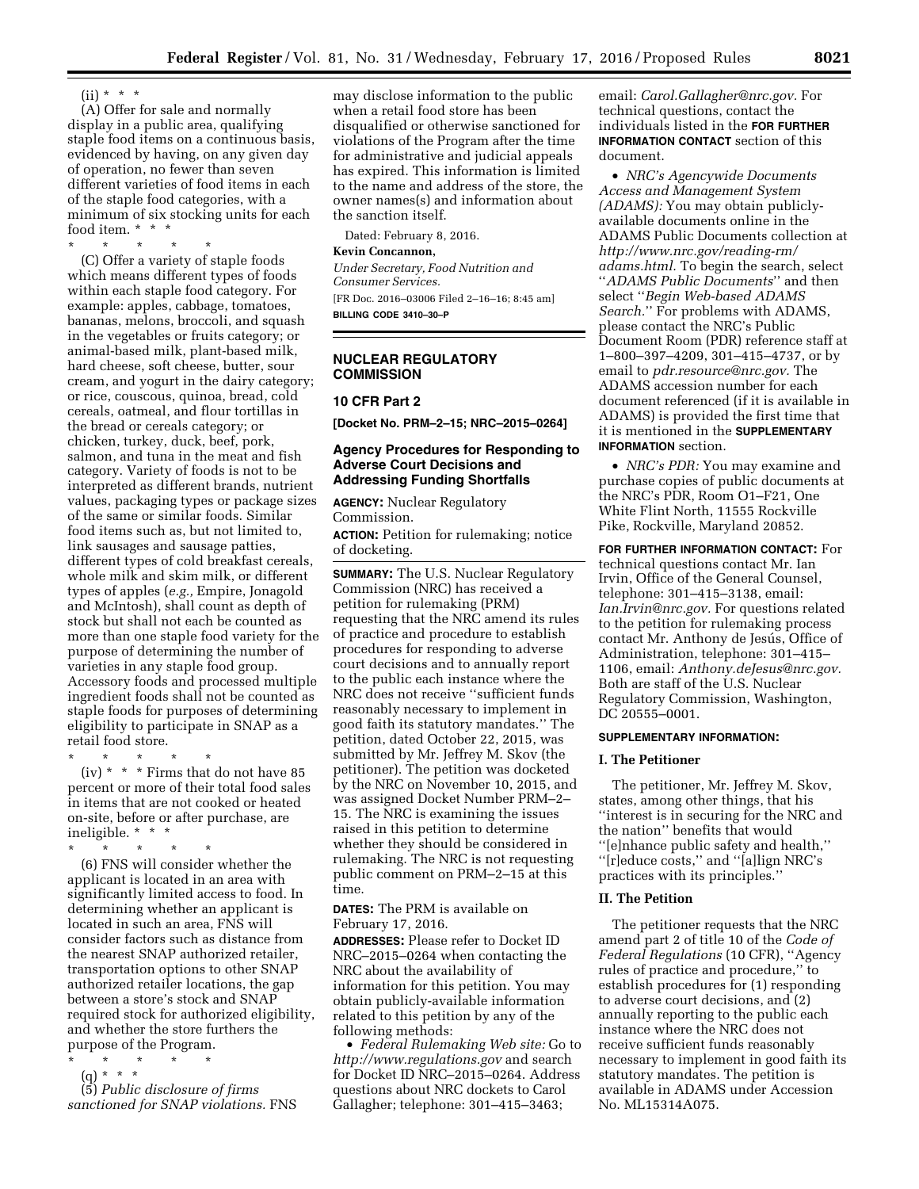(ii) * * *

(A) Offer for sale and normally display in a public area, qualifying staple food items on a continuous basis, evidenced by having, on any given day of operation, no fewer than seven different varieties of food items in each of the staple food categories, with a minimum of six stocking units for each food item. * * *

\* \* \* \* \*

(C) Offer a variety of staple foods which means different types of foods within each staple food category. For example: apples, cabbage, tomatoes, bananas, melons, broccoli, and squash in the vegetables or fruits category; or animal-based milk, plant-based milk, hard cheese, soft cheese, butter, sour cream, and yogurt in the dairy category; or rice, couscous, quinoa, bread, cold cereals, oatmeal, and flour tortillas in the bread or cereals category; or chicken, turkey, duck, beef, pork, salmon, and tuna in the meat and fish category. Variety of foods is not to be interpreted as different brands, nutrient values, packaging types or package sizes of the same or similar foods. Similar food items such as, but not limited to, link sausages and sausage patties, different types of cold breakfast cereals, whole milk and skim milk, or different types of apples (*e.g.,* Empire, Jonagold and McIntosh), shall count as depth of stock but shall not each be counted as more than one staple food variety for the purpose of determining the number of varieties in any staple food group. Accessory foods and processed multiple ingredient foods shall not be counted as staple foods for purposes of determining eligibility to participate in SNAP as a retail food store.

\* \* \* \* \*

(iv) * * * Firms that do not have 85 percent or more of their total food sales in items that are not cooked or heated on-site, before or after purchase, are ineligible. * * *

\* \* \* \* \*

(6) FNS will consider whether the applicant is located in an area with significantly limited access to food. In determining whether an applicant is located in such an area, FNS will consider factors such as distance from the nearest SNAP authorized retailer, transportation options to other SNAP authorized retailer locations, the gap between a store's stock and SNAP required stock for authorized eligibility, and whether the store furthers the purpose of the Program.

\* \* \* \* \*

(q) * * *

(5) *Public disclosure of firms sanctioned for SNAP violations.* FNS may disclose information to the public when a retail food store has been disqualified or otherwise sanctioned for violations of the Program after the time for administrative and judicial appeals has expired. This information is limited to the name and address of the store, the owner names(s) and information about the sanction itself.

Dated: February 8, 2016.

**Kevin Concannon,**

*Under Secretary, Food Nutrition and Consumer Services.*

[FR Doc. 2016–03006 Filed 2–16–16; 8:45 am]

**BILLING CODE 3410–30–P**

---

## NUCLEAR REGULATORY COMMISSION

### 10 CFR Part 2

**[Docket No. PRM–2–15; NRC–2015–0264]**

### Agency Procedures for Responding to Adverse Court Decisions and Addressing Funding Shortfalls

**AGENCY:** Nuclear Regulatory Commission.

**ACTION:** Petition for rulemaking; notice of docketing.

**SUMMARY:** The U.S. Nuclear Regulatory Commission (NRC) has received a petition for rulemaking (PRM) requesting that the NRC amend its rules of practice and procedure to establish procedures for responding to adverse court decisions and to annually report to the public each instance where the NRC does not receive "sufficient funds reasonably necessary to implement in good faith its statutory mandates." The petition, dated October 22, 2015, was submitted by Mr. Jeffrey M. Skov (the petitioner). The petition was docketed by the NRC on November 10, 2015, and was assigned Docket Number PRM–2–15. The NRC is examining the issues raised in this petition to determine whether they should be considered in rulemaking. The NRC is not requesting public comment on PRM–2–15 at this time.

**DATES:** The PRM is available on February 17, 2016.

**ADDRESSES:** Please refer to Docket ID NRC–2015–0264 when contacting the NRC about the availability of information for this petition. You may obtain publicly-available information related to this petition by any of the following methods:

- *Federal Rulemaking Web site:* Go to *http://www.regulations.gov* and search for Docket ID NRC–2015–0264. Address questions about NRC dockets to Carol Gallagher; telephone: 301–415–3463; email: *Carol.Gallagher@nrc.gov.* For technical questions, contact the individuals listed in the **FOR FURTHER INFORMATION CONTACT** section of this document.
- *NRC's Agencywide Documents Access and Management System (ADAMS):* You may obtain publicly-available documents online in the ADAMS Public Documents collection at *http://www.nrc.gov/reading-rm/adams.html.* To begin the search, select "*ADAMS Public Documents*" and then select "*Begin Web-based ADAMS Search.*" For problems with ADAMS, please contact the NRC's Public Document Room (PDR) reference staff at 1–800–397–4209, 301–415–4737, or by email to *pdr.resource@nrc.gov.* The ADAMS accession number for each document referenced (if it is available in ADAMS) is provided the first time that it is mentioned in the **SUPPLEMENTARY INFORMATION** section.
- *NRC's PDR:* You may examine and purchase copies of public documents at the NRC's PDR, Room O1–F21, One White Flint North, 11555 Rockville Pike, Rockville, Maryland 20852.

**FOR FURTHER INFORMATION CONTACT:** For technical questions contact Mr. Ian Irvin, Office of the General Counsel, telephone: 301–415–3138, email: *Ian.Irvin@nrc.gov.* For questions related to the petition for rulemaking process contact Mr. Anthony de Jesús, Office of Administration, telephone: 301–415–1106, email: *Anthony.deJesus@nrc.gov.* Both are staff of the U.S. Nuclear Regulatory Commission, Washington, DC 20555–0001.

**SUPPLEMENTARY INFORMATION:**

#### I. The Petitioner

The petitioner, Mr. Jeffrey M. Skov, states, among other things, that his "interest is in securing for the NRC and the nation" benefits that would "[e]nhance public safety and health," "[r]educe costs," and "[a]lign NRC's practices with its principles."

#### II. The Petition

The petitioner requests that the NRC amend part 2 of title 10 of the *Code of Federal Regulations* (10 CFR), "Agency rules of practice and procedure," to establish procedures for (1) responding to adverse court decisions, and (2) annually reporting to the public each instance where the NRC does not receive sufficient funds reasonably necessary to implement in good faith its statutory mandates. The petition is available in ADAMS under Accession No. ML15314A075.